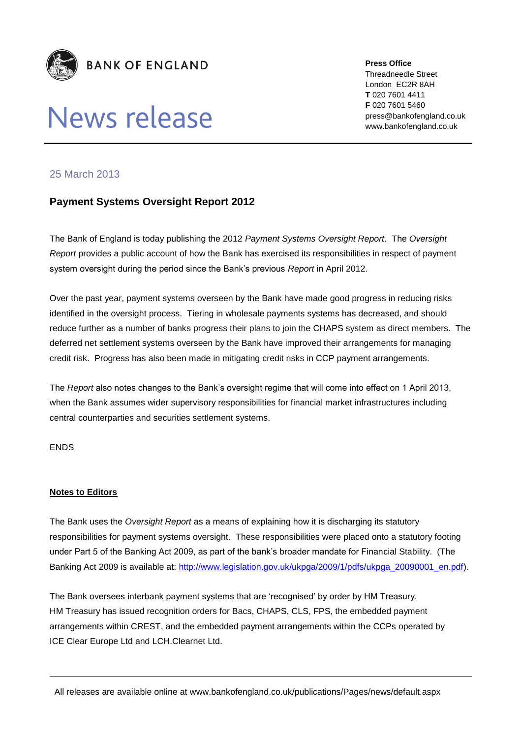**BANK OF ENGLAND**

# News release

**Press Office**
Threadneedle Street
London EC2R 8AH
**T** 020 7601 4411
**F** 020 7601 5460
press@bankofengland.co.uk
www.bankofengland.co.uk

25 March 2013

## Payment Systems Oversight Report 2012

The Bank of England is today publishing the 2012 *Payment Systems Oversight Report*. The *Oversight Report* provides a public account of how the Bank has exercised its responsibilities in respect of payment system oversight during the period since the Bank's previous *Report* in April 2012.

Over the past year, payment systems overseen by the Bank have made good progress in reducing risks identified in the oversight process. Tiering in wholesale payments systems has decreased, and should reduce further as a number of banks progress their plans to join the CHAPS system as direct members. The deferred net settlement systems overseen by the Bank have improved their arrangements for managing credit risk. Progress has also been made in mitigating credit risks in CCP payment arrangements.

The *Report* also notes changes to the Bank's oversight regime that will come into effect on 1 April 2013, when the Bank assumes wider supervisory responsibilities for financial market infrastructures including central counterparties and securities settlement systems.

ENDS

**Notes to Editors**

The Bank uses the *Oversight Report* as a means of explaining how it is discharging its statutory responsibilities for payment systems oversight. These responsibilities were placed onto a statutory footing under Part 5 of the Banking Act 2009, as part of the bank's broader mandate for Financial Stability. (The Banking Act 2009 is available at: [http://www.legislation.gov.uk/ukpga/2009/1/pdfs/ukpga_20090001_en.pdf](http://www.legislation.gov.uk/ukpga/2009/1/pdfs/ukpga_20090001_en.pdf)).

The Bank oversees interbank payment systems that are 'recognised' by order by HM Treasury. HM Treasury has issued recognition orders for Bacs, CHAPS, CLS, FPS, the embedded payment arrangements within CREST, and the embedded payment arrangements within the CCPs operated by ICE Clear Europe Ltd and LCH.Clearnet Ltd.

All releases are available online at www.bankofengland.co.uk/publications/Pages/news/default.aspx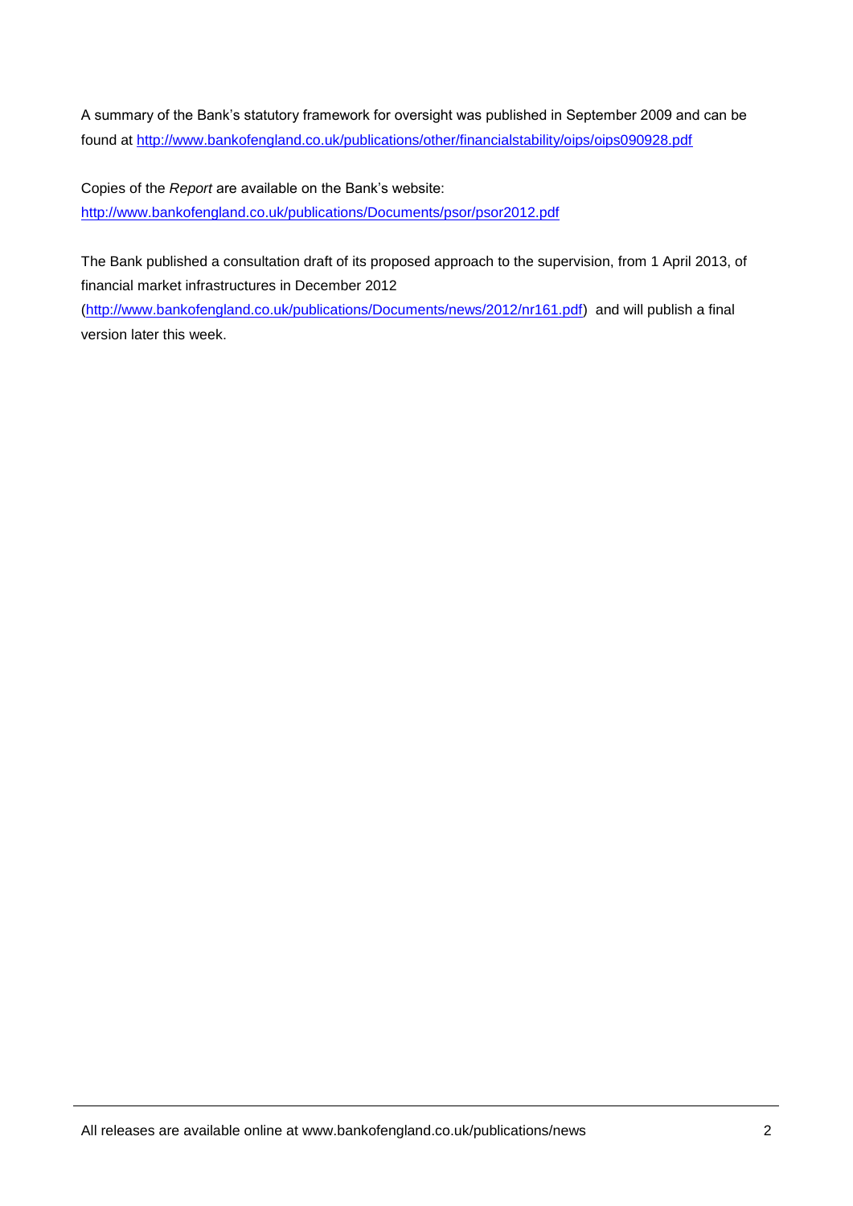A summary of the Bank's statutory framework for oversight was published in September 2009 and can be found at http://www.bankofengland.co.uk/publications/other/financialstability/oips/oips090928.pdf

Copies of the *Report* are available on the Bank's website:
http://www.bankofengland.co.uk/publications/Documents/psor/psor2012.pdf

The Bank published a consultation draft of its proposed approach to the supervision, from 1 April 2013, of financial market infrastructures in December 2012 (http://www.bankofengland.co.uk/publications/Documents/news/2012/nr161.pdf) and will publish a final version later this week.